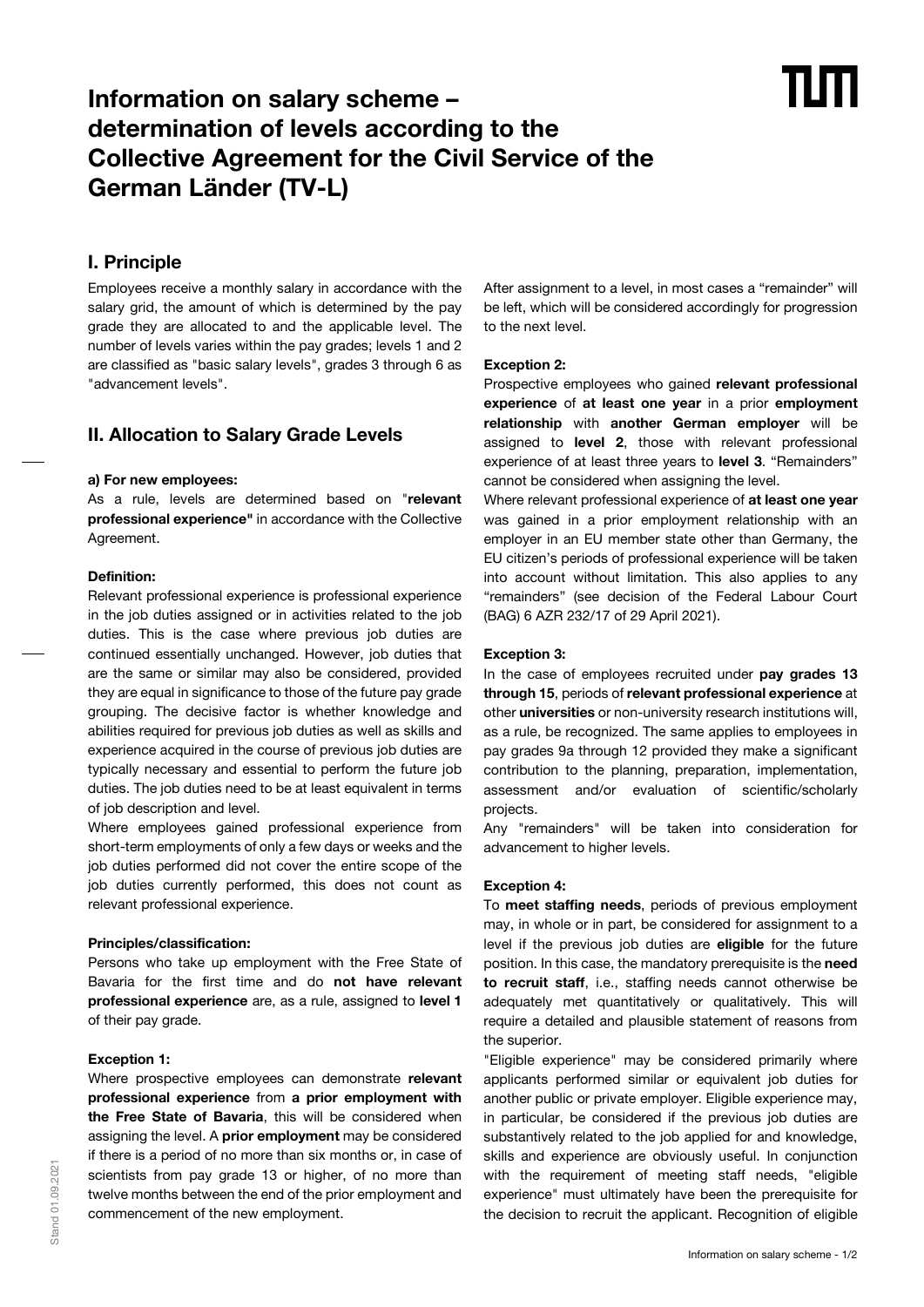# Information on salary scheme – determination of levels according to the Collective Agreement for the Civil Service of the German Länder (TV-L)

## I. Principle

Employees receive a monthly salary in accordance with the salary grid, the amount of which is determined by the pay grade they are allocated to and the applicable level. The number of levels varies within the pay grades; levels 1 and 2 are classified as "basic salary levels", grades 3 through 6 as "advancement levels".

## II. Allocation to Salary Grade Levels

#### a) For new employees:

As a rule, levels are determined based on "**relevant professional experience"** in accordance with the Collective Agreement.

#### Definition:

Relevant professional experience is professional experience in the job duties assigned or in activities related to the job duties. This is the case where previous job duties are continued essentially unchanged. However, job duties that are the same or similar may also be considered, provided they are equal in significance to those of the future pay grade grouping. The decisive factor is whether knowledge and abilities required for previous job duties as well as skills and experience acquired in the course of previous job duties are typically necessary and essential to perform the future job duties. The job duties need to be at least equivalent in terms of job description and level.

Where employees gained professional experience from short-term employments of only a few days or weeks and the job duties performed did not cover the entire scope of the job duties currently performed, this does not count as relevant professional experience.

#### Principles/classification:

Persons who take up employment with the Free State of Bavaria for the first time and do **not have relevant professional experience** are, as a rule, assigned to **level 1** of their pay grade.

#### Exception 1:

Where prospective employees can demonstrate **relevant professional experience** from **a prior employment with the Free State of Bavaria**, this will be considered when assigning the level. A **prior employment** may be considered if there is a period of no more than six months or, in case of scientists from pay grade 13 or higher, of no more than twelve months between the end of the prior employment and commencement of the new employment.

After assignment to a level, in most cases a "remainder" will be left, which will be considered accordingly for progression to the next level.

#### Exception 2:

Prospective employees who gained **relevant professional experience** of **at least one year** in a prior **employment relationship** with **another German employer** will be assigned to **level 2**, those with relevant professional experience of at least three years to **level 3**. "Remainders" cannot be considered when assigning the level.

Where relevant professional experience of **at least one year** was gained in a prior employment relationship with an employer in an EU member state other than Germany, the EU citizen's periods of professional experience will be taken into account without limitation. This also applies to any "remainders" (see decision of the Federal Labour Court (BAG) 6 AZR 232/17 of 29 April 2021).

#### Exception 3:

In the case of employees recruited under **pay grades 13 through 15**, periods of **relevant professional experience** at other **universities** or non-university research institutions will, as a rule, be recognized. The same applies to employees in pay grades 9a through 12 provided they make a significant contribution to the planning, preparation, implementation, assessment and/or evaluation of scientific/scholarly projects.

Any "remainders" will be taken into consideration for advancement to higher levels.

#### Exception 4:

To **meet staffing needs**, periods of previous employment may, in whole or in part, be considered for assignment to a level if the previous job duties are **eligible** for the future position. In this case, the mandatory prerequisite is the **need to recruit staff**, i.e., staffing needs cannot otherwise be adequately met quantitatively or qualitatively. This will require a detailed and plausible statement of reasons from the superior.

"Eligible experience" may be considered primarily where applicants performed similar or equivalent job duties for another public or private employer. Eligible experience may, in particular, be considered if the previous job duties are substantively related to the job applied for and knowledge, skills and experience are obviously useful. In conjunction with the requirement of meeting staff needs, "eligible experience" must ultimately have been the prerequisite for the decision to recruit the applicant. Recognition of eligible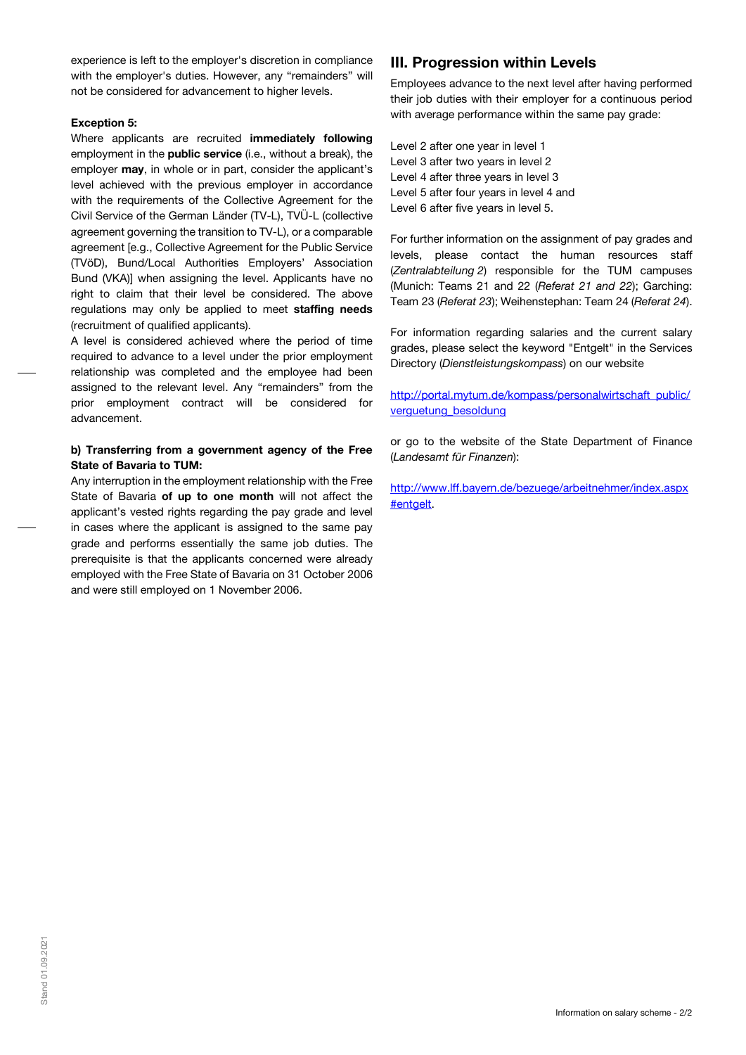experience is left to the employer's discretion in compliance with the employer's duties. However, any "remainders" will not be considered for advancement to higher levels.

**Exception 5:**
Where applicants are recruited **immediately following** employment in the **public service** (i.e., without a break), the employer **may**, in whole or in part, consider the applicant's level achieved with the previous employer in accordance with the requirements of the Collective Agreement for the Civil Service of the German Länder (TV-L), TVÜ-L (collective agreement governing the transition to TV-L), or a comparable agreement [e.g., Collective Agreement for the Public Service (TVöD), Bund/Local Authorities Employers' Association Bund (VKA)] when assigning the level. Applicants have no right to claim that their level be considered. The above regulations may only be applied to meet **staffing needs** (recruitment of qualified applicants).
A level is considered achieved where the period of time required to advance to a level under the prior employment relationship was completed and the employee had been assigned to the relevant level. Any "remainders" from the prior employment contract will be considered for advancement.

**b) Transferring from a government agency of the Free State of Bavaria to TUM:**
Any interruption in the employment relationship with the Free State of Bavaria **of up to one month** will not affect the applicant's vested rights regarding the pay grade and level in cases where the applicant is assigned to the same pay grade and performs essentially the same job duties. The prerequisite is that the applicants concerned were already employed with the Free State of Bavaria on 31 October 2006 and were still employed on 1 November 2006.

## III. Progression within Levels

Employees advance to the next level after having performed their job duties with their employer for a continuous period with average performance within the same pay grade:

Level 2 after one year in level 1
Level 3 after two years in level 2
Level 4 after three years in level 3
Level 5 after four years in level 4 and
Level 6 after five years in level 5.

For further information on the assignment of pay grades and levels, please contact the human resources staff (*Zentralabteilung 2*) responsible for the TUM campuses (Munich: Teams 21 and 22 (*Referat 21 and 22*); Garching: Team 23 (*Referat 23*); Weihenstephan: Team 24 (*Referat 24*).

For information regarding salaries and the current salary grades, please select the keyword "Entgelt" in the Services Directory (*Dienstleistungskompass*) on our website

http://portal.mytum.de/kompass/personalwirtschaft_public/verguetung_besoldung

or go to the website of the State Department of Finance (*Landesamt für Finanzen*):

http://www.lff.bayern.de/bezuege/arbeitnehmer/index.aspx#entgelt.